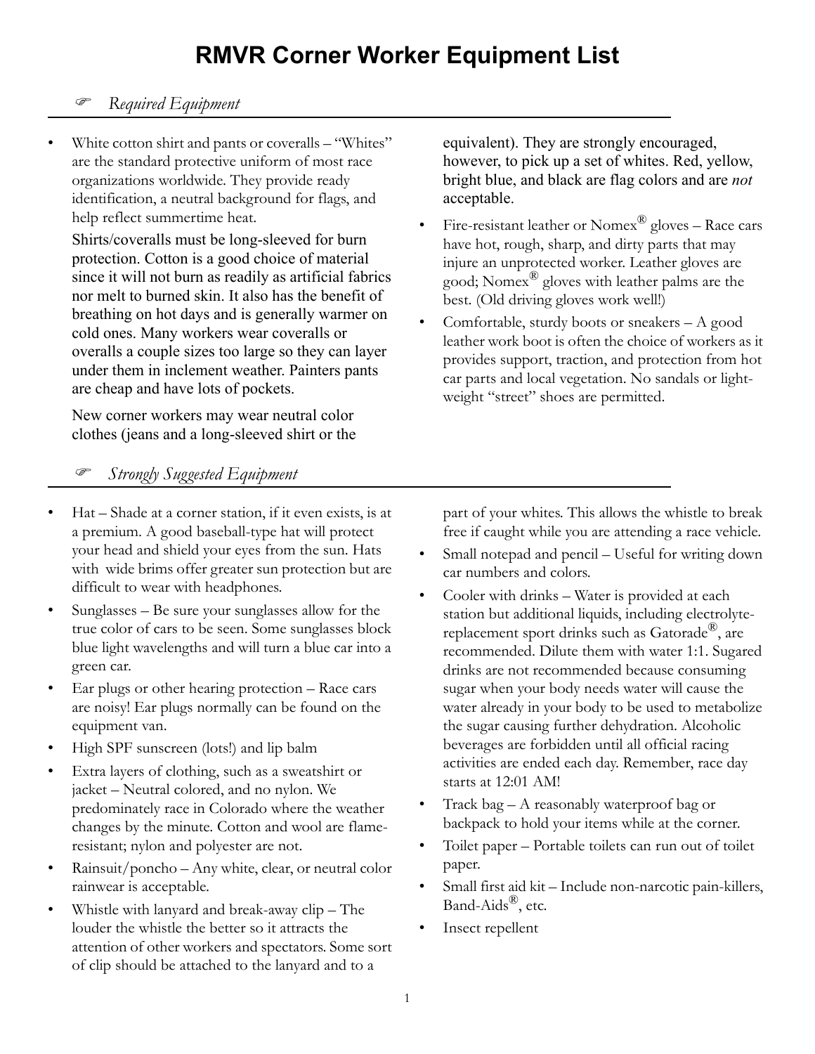# RMVR Corner Worker Equipment List

## *Required Equipment*

- White cotton shirt and pants or coveralls – "Whites" are the standard protective uniform of most race organizations worldwide. They provide ready identification, a neutral background for flags, and help reflect summertime heat.

  Shirts/coveralls must be long-sleeved for burn protection. Cotton is a good choice of material since it will not burn as readily as artificial fabrics nor melt to burned skin. It also has the benefit of breathing on hot days and is generally warmer on cold ones. Many workers wear coveralls or overalls a couple sizes too large so they can layer under them in inclement weather. Painters pants are cheap and have lots of pockets.

  New corner workers may wear neutral color clothes (jeans and a long-sleeved shirt or the equivalent). They are strongly encouraged, however, to pick up a set of whites. Red, yellow, bright blue, and black are flag colors and are *not* acceptable.
- Fire-resistant leather or Nomex® gloves – Race cars have hot, rough, sharp, and dirty parts that may injure an unprotected worker. Leather gloves are good; Nomex® gloves with leather palms are the best. (Old driving gloves work well!)
- Comfortable, sturdy boots or sneakers – A good leather work boot is often the choice of workers as it provides support, traction, and protection from hot car parts and local vegetation. No sandals or light-weight "street" shoes are permitted.

## *Strongly Suggested Equipment*

- Hat – Shade at a corner station, if it even exists, is at a premium. A good baseball-type hat will protect your head and shield your eyes from the sun. Hats with wide brims offer greater sun protection but are difficult to wear with headphones.
- Sunglasses – Be sure your sunglasses allow for the true color of cars to be seen. Some sunglasses block blue light wavelengths and will turn a blue car into a green car.
- Ear plugs or other hearing protection – Race cars are noisy! Ear plugs normally can be found on the equipment van.
- High SPF sunscreen (lots!) and lip balm
- Extra layers of clothing, such as a sweatshirt or jacket – Neutral colored, and no nylon. We predominately race in Colorado where the weather changes by the minute. Cotton and wool are flame-resistant; nylon and polyester are not.
- Rainsuit/poncho – Any white, clear, or neutral color rainwear is acceptable.
- Whistle with lanyard and break-away clip – The louder the whistle the better so it attracts the attention of other workers and spectators. Some sort of clip should be attached to the lanyard and to a part of your whites. This allows the whistle to break free if caught while you are attending a race vehicle.
- Small notepad and pencil – Useful for writing down car numbers and colors.
- Cooler with drinks – Water is provided at each station but additional liquids, including electrolyte-replacement sport drinks such as Gatorade®, are recommended. Dilute them with water 1:1. Sugared drinks are not recommended because consuming sugar when your body needs water will cause the water already in your body to be used to metabolize the sugar causing further dehydration. Alcoholic beverages are forbidden until all official racing activities are ended each day. Remember, race day starts at 12:01 AM!
- Track bag – A reasonably waterproof bag or backpack to hold your items while at the corner.
- Toilet paper – Portable toilets can run out of toilet paper.
- Small first aid kit – Include non-narcotic pain-killers, Band-Aids®, etc.
- Insect repellent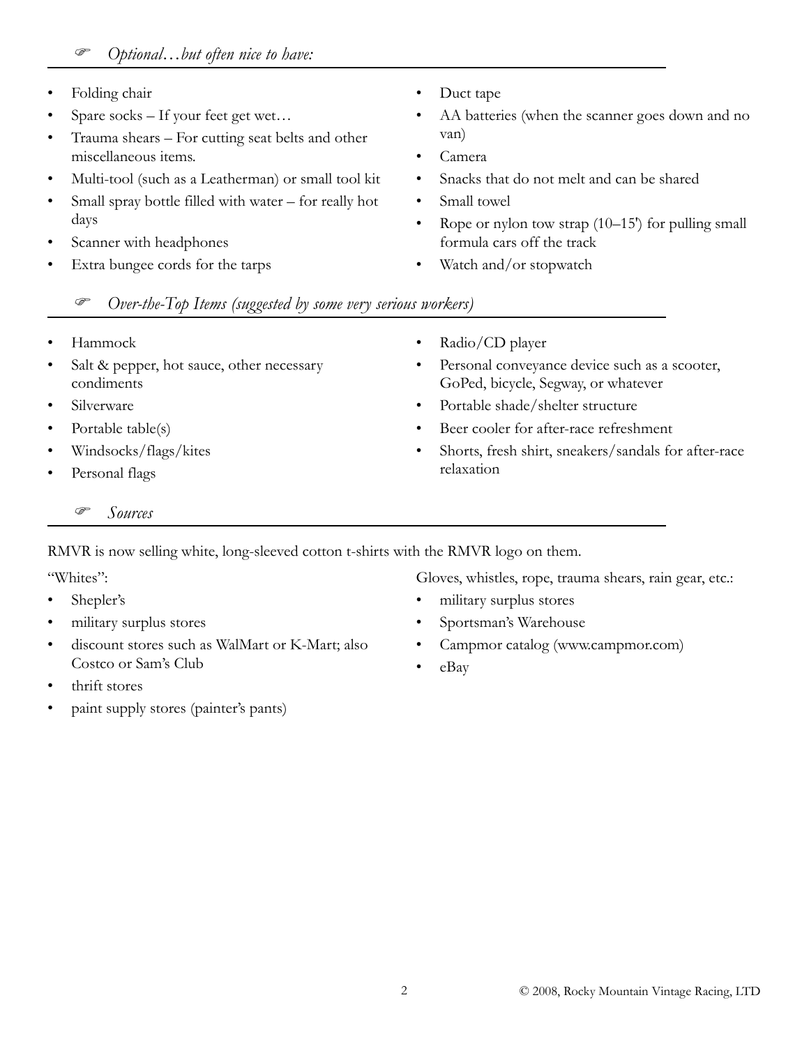### ☞ *Optional…but often nice to have:*

- Folding chair
- Spare socks – If your feet get wet…
- Trauma shears – For cutting seat belts and other miscellaneous items.
- Multi-tool (such as a Leatherman) or small tool kit
- Small spray bottle filled with water – for really hot days
- Scanner with headphones
- Extra bungee cords for the tarps
- Duct tape
- AA batteries (when the scanner goes down and no van)
- Camera
- Snacks that do not melt and can be shared
- Small towel
- Rope or nylon tow strap (10–15') for pulling small formula cars off the track
- Watch and/or stopwatch

### ☞ *Over-the-Top Items (suggested by some very serious workers)*

- Hammock
- Salt & pepper, hot sauce, other necessary condiments
- Silverware
- Portable table(s)
- Windsocks/flags/kites
- Personal flags
- Radio/CD player
- Personal conveyance device such as a scooter, GoPed, bicycle, Segway, or whatever
- Portable shade/shelter structure
- Beer cooler for after-race refreshment
- Shorts, fresh shirt, sneakers/sandals for after-race relaxation

### ☞ *Sources*

RMVR is now selling white, long-sleeved cotton t-shirts with the RMVR logo on them.

"Whites":

- Shepler's
- military surplus stores
- discount stores such as WalMart or K-Mart; also Costco or Sam's Club
- thrift stores
- paint supply stores (painter's pants)

Gloves, whistles, rope, trauma shears, rain gear, etc.:

- military surplus stores
- Sportsman's Warehouse
- Campmor catalog (www.campmor.com)
- eBay